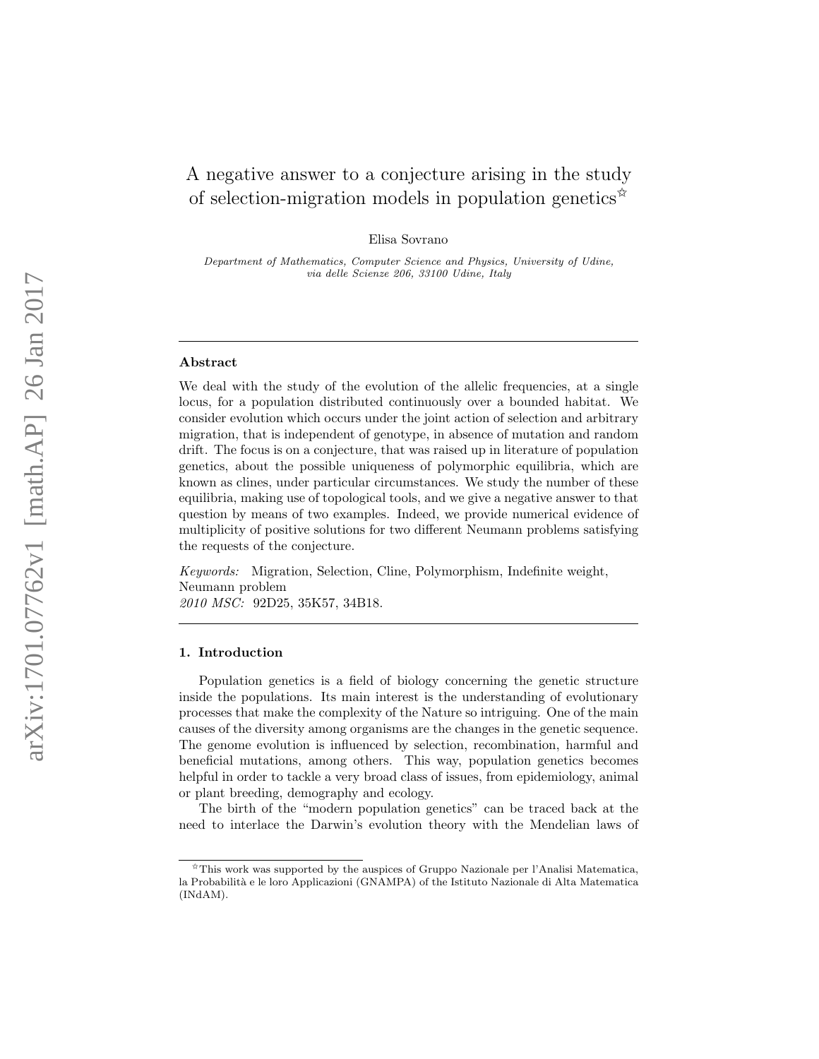# A negative answer to a conjecture arising in the study of selection-migration models in population genetics[☆]

Elisa Sovrano

*Department of Mathematics, Computer Science and Physics, University of Udine, via delle Scienze 206, 33100 Udine, Italy*

---

## Abstract

We deal with the study of the evolution of the allelic frequencies, at a single locus, for a population distributed continuously over a bounded habitat. We consider evolution which occurs under the joint action of selection and arbitrary migration, that is independent of genotype, in absence of mutation and random drift. The focus is on a conjecture, that was raised up in literature of population genetics, about the possible uniqueness of polymorphic equilibria, which are known as clines, under particular circumstances. We study the number of these equilibria, making use of topological tools, and we give a negative answer to that question by means of two examples. Indeed, we provide numerical evidence of multiplicity of positive solutions for two different Neumann problems satisfying the requests of the conjecture.

*Keywords:* Migration, Selection, Cline, Polymorphism, Indefinite weight, Neumann problem
*2010 MSC:* 92D25, 35K57, 34B18.

---

## 1. Introduction

Population genetics is a field of biology concerning the genetic structure inside the populations. Its main interest is the understanding of evolutionary processes that make the complexity of the Nature so intriguing. One of the main causes of the diversity among organisms are the changes in the genetic sequence. The genome evolution is influenced by selection, recombination, harmful and beneficial mutations, among others. This way, population genetics becomes helpful in order to tackle a very broad class of issues, from epidemiology, animal or plant breeding, demography and ecology.

The birth of the "modern population genetics" can be traced back at the need to interlace the Darwin's evolution theory with the Mendelian laws of

---

[☆] This work was supported by the auspices of Gruppo Nazionale per l'Analisi Matematica, la Probabilità e le loro Applicazioni (GNAMPA) of the Istituto Nazionale di Alta Matematica (INdAM).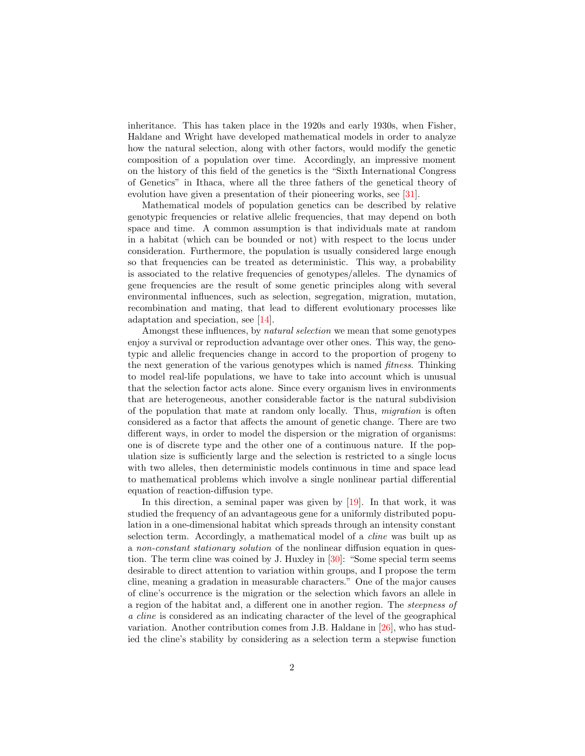inheritance. This has taken place in the 1920s and early 1930s, when Fisher, Haldane and Wright have developed mathematical models in order to analyze how the natural selection, along with other factors, would modify the genetic composition of a population over time. Accordingly, an impressive moment on the history of this field of the genetics is the "Sixth International Congress of Genetics" in Ithaca, where all the three fathers of the genetical theory of evolution have given a presentation of their pioneering works, see [31].

Mathematical models of population genetics can be described by relative genotypic frequencies or relative allelic frequencies, that may depend on both space and time. A common assumption is that individuals mate at random in a habitat (which can be bounded or not) with respect to the locus under consideration. Furthermore, the population is usually considered large enough so that frequencies can be treated as deterministic. This way, a probability is associated to the relative frequencies of genotypes/alleles. The dynamics of gene frequencies are the result of some genetic principles along with several environmental influences, such as selection, segregation, migration, mutation, recombination and mating, that lead to different evolutionary processes like adaptation and speciation, see [14].

Amongst these influences, by *natural selection* we mean that some genotypes enjoy a survival or reproduction advantage over other ones. This way, the genotypic and allelic frequencies change in accord to the proportion of progeny to the next generation of the various genotypes which is named *fitness*. Thinking to model real-life populations, we have to take into account which is unusual that the selection factor acts alone. Since every organism lives in environments that are heterogeneous, another considerable factor is the natural subdivision of the population that mate at random only locally. Thus, *migration* is often considered as a factor that affects the amount of genetic change. There are two different ways, in order to model the dispersion or the migration of organisms: one is of discrete type and the other one of a continuous nature. If the population size is sufficiently large and the selection is restricted to a single locus with two alleles, then deterministic models continuous in time and space lead to mathematical problems which involve a single nonlinear partial differential equation of reaction-diffusion type.

In this direction, a seminal paper was given by [19]. In that work, it was studied the frequency of an advantageous gene for a uniformly distributed population in a one-dimensional habitat which spreads through an intensity constant selection term. Accordingly, a mathematical model of a *cline* was built up as a *non-constant stationary solution* of the nonlinear diffusion equation in question. The term cline was coined by J. Huxley in [30]: "Some special term seems desirable to direct attention to variation within groups, and I propose the term cline, meaning a gradation in measurable characters." One of the major causes of cline's occurrence is the migration or the selection which favors an allele in a region of the habitat and, a different one in another region. The *steepness of a cline* is considered as an indicating character of the level of the geographical variation. Another contribution comes from J.B. Haldane in [26], who has studied the cline's stability by considering as a selection term a stepwise function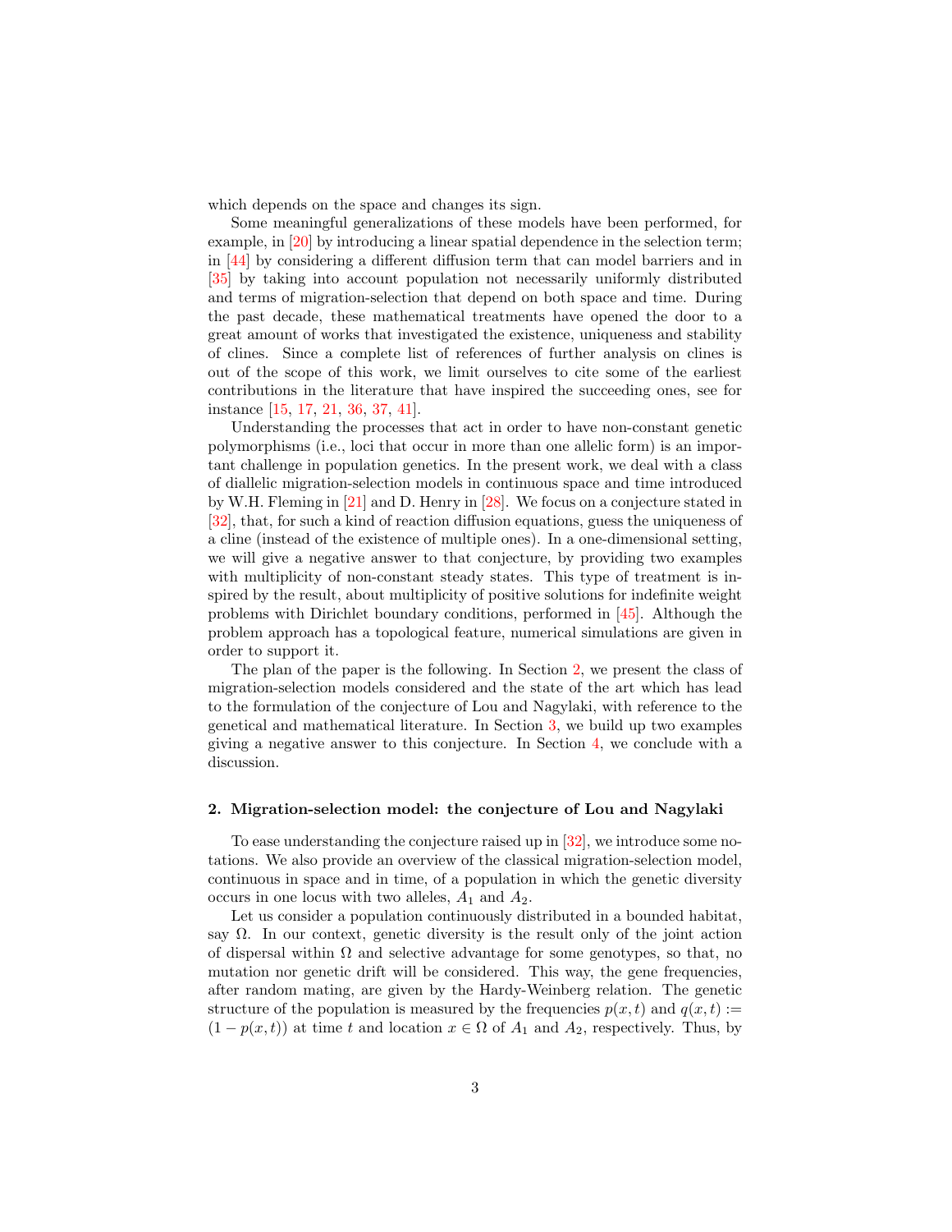which depends on the space and changes its sign.

Some meaningful generalizations of these models have been performed, for example, in [20] by introducing a linear spatial dependence in the selection term; in [44] by considering a different diffusion term that can model barriers and in [35] by taking into account population not necessarily uniformly distributed and terms of migration-selection that depend on both space and time. During the past decade, these mathematical treatments have opened the door to a great amount of works that investigated the existence, uniqueness and stability of clines. Since a complete list of references of further analysis on clines is out of the scope of this work, we limit ourselves to cite some of the earliest contributions in the literature that have inspired the succeeding ones, see for instance [15, 17, 21, 36, 37, 41].

Understanding the processes that act in order to have non-constant genetic polymorphisms (i.e., loci that occur in more than one allelic form) is an important challenge in population genetics. In the present work, we deal with a class of diallelic migration-selection models in continuous space and time introduced by W.H. Fleming in [21] and D. Henry in [28]. We focus on a conjecture stated in [32], that, for such a kind of reaction diffusion equations, guess the uniqueness of a cline (instead of the existence of multiple ones). In a one-dimensional setting, we will give a negative answer to that conjecture, by providing two examples with multiplicity of non-constant steady states. This type of treatment is inspired by the result, about multiplicity of positive solutions for indefinite weight problems with Dirichlet boundary conditions, performed in [45]. Although the problem approach has a topological feature, numerical simulations are given in order to support it.

The plan of the paper is the following. In Section 2, we present the class of migration-selection models considered and the state of the art which has lead to the formulation of the conjecture of Lou and Nagylaki, with reference to the genetical and mathematical literature. In Section 3, we build up two examples giving a negative answer to this conjecture. In Section 4, we conclude with a discussion.

## 2. Migration-selection model: the conjecture of Lou and Nagylaki

To ease understanding the conjecture raised up in [32], we introduce some notations. We also provide an overview of the classical migration-selection model, continuous in space and in time, of a population in which the genetic diversity occurs in one locus with two alleles, $A_1$ and $A_2$.

Let us consider a population continuously distributed in a bounded habitat, say $\Omega$. In our context, genetic diversity is the result only of the joint action of dispersal within $\Omega$ and selective advantage for some genotypes, so that, no mutation nor genetic drift will be considered. This way, the gene frequencies, after random mating, are given by the Hardy-Weinberg relation. The genetic structure of the population is measured by the frequencies $p(x,t)$ and $q(x,t) := (1 - p(x,t))$ at time $t$ and location $x \in \Omega$ of $A_1$ and $A_2$, respectively. Thus, by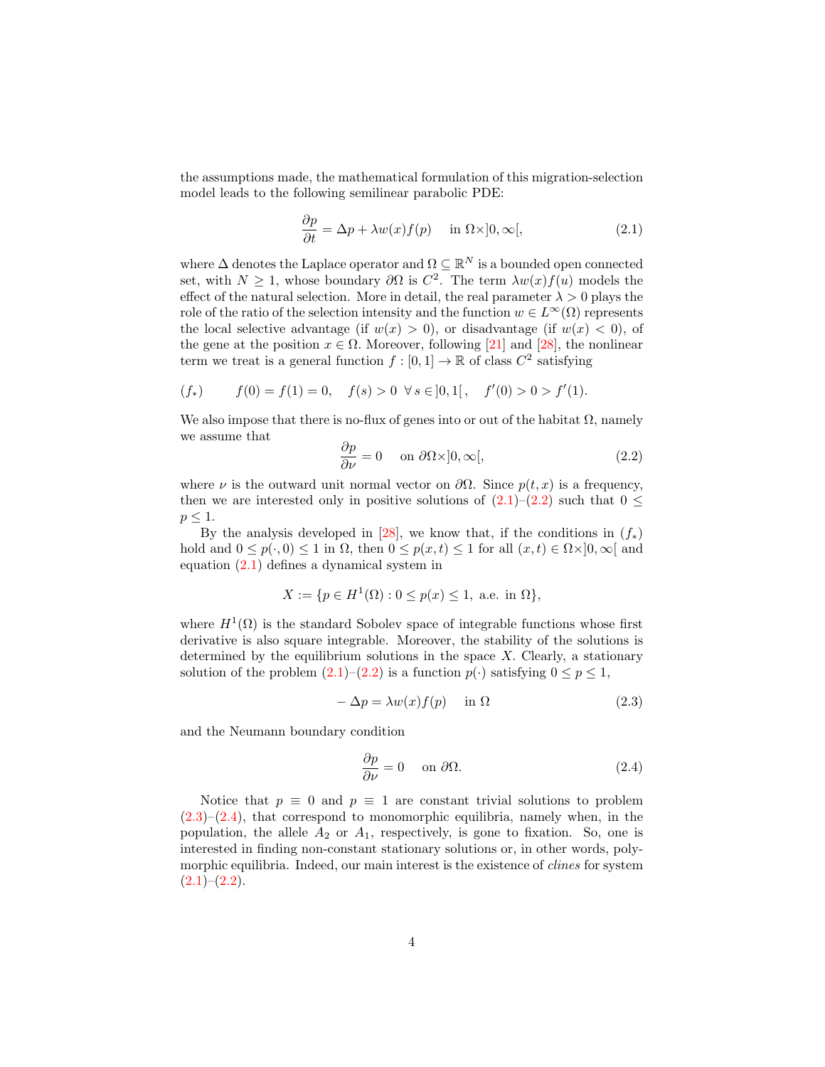the assumptions made, the mathematical formulation of this migration-selection model leads to the following semilinear parabolic PDE:

$$\frac{\partial p}{\partial t} = \Delta p + \lambda w(x) f(p) \quad \text{in } \Omega \times ]0, \infty[, \tag{2.1}$$

where $\Delta$ denotes the Laplace operator and $\Omega \subseteq \mathbb{R}^N$ is a bounded open connected set, with $N \geq 1$, whose boundary $\partial\Omega$ is $C^2$. The term $\lambda w(x) f(u)$ models the effect of the natural selection. More in detail, the real parameter $\lambda > 0$ plays the role of the ratio of the selection intensity and the function $w \in L^\infty(\Omega)$ represents the local selective advantage (if $w(x) > 0$), or disadvantage (if $w(x) < 0$), of the gene at the position $x \in \Omega$. Moreover, following [21] and [28], the nonlinear term we treat is a general function $f : [0, 1] \to \mathbb{R}$ of class $C^2$ satisfying

$$(f_*) \qquad f(0) = f(1) = 0, \quad f(s) > 0 \;\; \forall\, s \in ]0, 1[\,, \quad f'(0) > 0 > f'(1).$$

We also impose that there is no-flux of genes into or out of the habitat $\Omega$, namely we assume that

$$\frac{\partial p}{\partial \nu} = 0 \quad \text{on } \partial\Omega \times ]0, \infty[, \tag{2.2}$$

where $\nu$ is the outward unit normal vector on $\partial\Omega$. Since $p(t, x)$ is a frequency, then we are interested only in positive solutions of (2.1)–(2.2) such that $0 \leq p \leq 1$.

By the analysis developed in [28], we know that, if the conditions in $(f_*)$ hold and $0 \leq p(\cdot, 0) \leq 1$ in $\Omega$, then $0 \leq p(x, t) \leq 1$ for all $(x, t) \in \Omega \times ]0, \infty[$ and equation (2.1) defines a dynamical system in

$$X := \{p \in H^1(\Omega) : 0 \leq p(x) \leq 1, \text{ a.e. in } \Omega\},$$

where $H^1(\Omega)$ is the standard Sobolev space of integrable functions whose first derivative is also square integrable. Moreover, the stability of the solutions is determined by the equilibrium solutions in the space $X$. Clearly, a stationary solution of the problem (2.1)–(2.2) is a function $p(\cdot)$ satisfying $0 \leq p \leq 1$,

$$-\Delta p = \lambda w(x) f(p) \quad \text{in } \Omega \tag{2.3}$$

and the Neumann boundary condition

$$\frac{\partial p}{\partial \nu} = 0 \quad \text{on } \partial\Omega. \tag{2.4}$$

Notice that $p \equiv 0$ and $p \equiv 1$ are constant trivial solutions to problem (2.3)–(2.4), that correspond to monomorphic equilibria, namely when, in the population, the allele $A_2$ or $A_1$, respectively, is gone to fixation. So, one is interested in finding non-constant stationary solutions or, in other words, polymorphic equilibria. Indeed, our main interest is the existence of *clines* for system (2.1)–(2.2).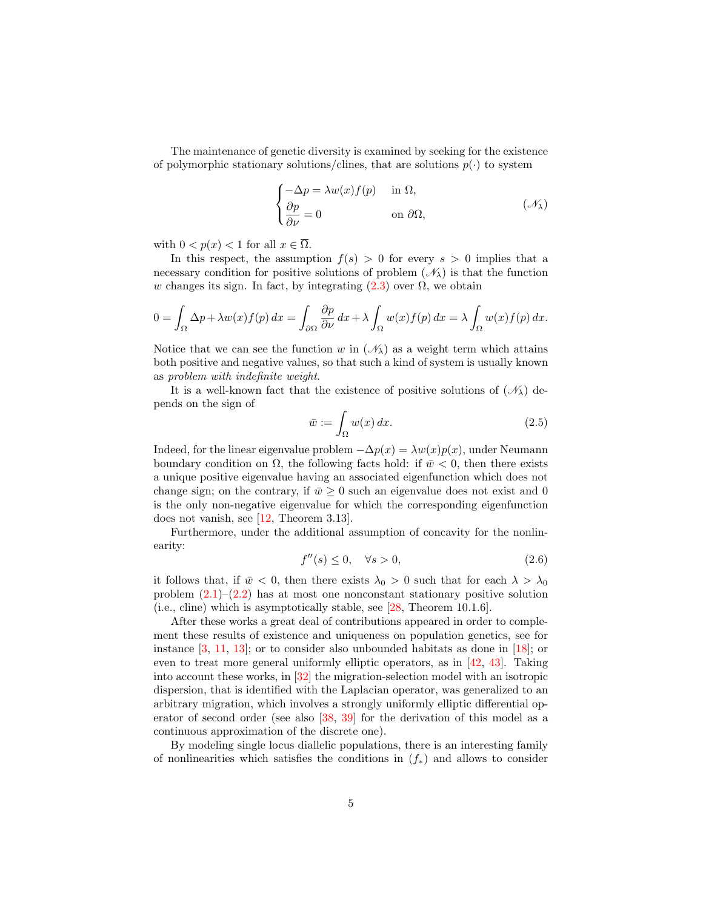The maintenance of genetic diversity is examined by seeking for the existence of polymorphic stationary solutions/clines, that are solutions $p(\cdot)$ to system

$$
\begin{cases}
-\Delta p = \lambda w(x) f(p) & \text{in } \Omega, \\
\dfrac{\partial p}{\partial \nu} = 0 & \text{on } \partial\Omega,
\end{cases}
\tag{$\mathscr{N}_\lambda$}
$$

with $0 < p(x) < 1$ for all $x \in \overline{\Omega}$.

In this respect, the assumption $f(s) > 0$ for every $s > 0$ implies that a necessary condition for positive solutions of problem $(\mathscr{N}_\lambda)$ is that the function $w$ changes its sign. In fact, by integrating (2.3) over $\Omega$, we obtain

$$
0 = \int_\Omega \Delta p + \lambda w(x) f(p)\, dx = \int_{\partial\Omega} \frac{\partial p}{\partial \nu}\, dx + \lambda \int_\Omega w(x) f(p)\, dx = \lambda \int_\Omega w(x) f(p)\, dx.
$$

Notice that we can see the function $w$ in $(\mathscr{N}_\lambda)$ as a weight term which attains both positive and negative values, so that such a kind of system is usually known as *problem with indefinite weight*.

It is a well-known fact that the existence of positive solutions of $(\mathscr{N}_\lambda)$ depends on the sign of

$$
\bar{w} := \int_\Omega w(x)\, dx. \tag{2.5}
$$

Indeed, for the linear eigenvalue problem $-\Delta p(x) = \lambda w(x) p(x)$, under Neumann boundary condition on $\Omega$, the following facts hold: if $\bar{w} < 0$, then there exists a unique positive eigenvalue having an associated eigenfunction which does not change sign; on the contrary, if $\bar{w} \geq 0$ such an eigenvalue does not exist and 0 is the only non-negative eigenvalue for which the corresponding eigenfunction does not vanish, see [12, Theorem 3.13].

Furthermore, under the additional assumption of concavity for the nonlinearity:

$$
f''(s) \leq 0, \quad \forall s > 0, \tag{2.6}
$$

it follows that, if $\bar{w} < 0$, then there exists $\lambda_0 > 0$ such that for each $\lambda > \lambda_0$ problem (2.1)–(2.2) has at most one nonconstant stationary positive solution (i.e., cline) which is asymptotically stable, see [28, Theorem 10.1.6].

After these works a great deal of contributions appeared in order to complement these results of existence and uniqueness on population genetics, see for instance [3, 11, 13]; or to consider also unbounded habitats as done in [18]; or even to treat more general uniformly elliptic operators, as in [42, 43]. Taking into account these works, in [32] the migration-selection model with an isotropic dispersion, that is identified with the Laplacian operator, was generalized to an arbitrary migration, which involves a strongly uniformly elliptic differential operator of second order (see also [38, 39] for the derivation of this model as a continuous approximation of the discrete one).

By modeling single locus diallelic populations, there is an interesting family of nonlinearities which satisfies the conditions in $(f_*)$ and allows to consider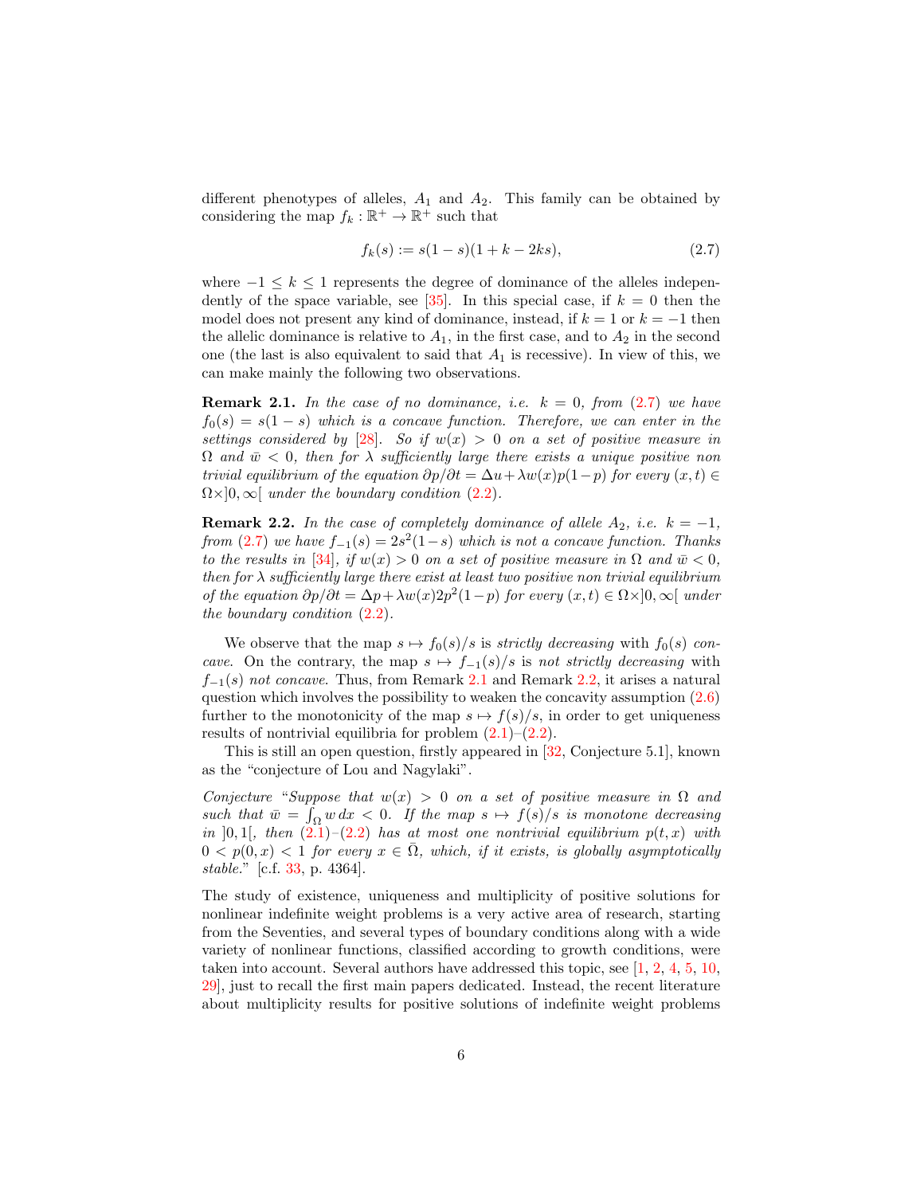different phenotypes of alleles, $A_1$ and $A_2$. This family can be obtained by considering the map $f_k : \mathbb{R}^+ \to \mathbb{R}^+$ such that

$$f_k(s) := s(1-s)(1+k-2ks), \tag{2.7}$$

where $-1 \leq k \leq 1$ represents the degree of dominance of the alleles independently of the space variable, see [35]. In this special case, if $k = 0$ then the model does not present any kind of dominance, instead, if $k = 1$ or $k = -1$ then the allelic dominance is relative to $A_1$, in the first case, and to $A_2$ in the second one (the last is also equivalent to said that $A_1$ is recessive). In view of this, we can make mainly the following two observations.

**Remark 2.1.** *In the case of no dominance, i.e. $k = 0$, from (2.7) we have $f_0(s) = s(1-s)$ which is a concave function. Therefore, we can enter in the settings considered by [28]. So if $w(x) > 0$ on a set of positive measure in $\Omega$ and $\bar{w} < 0$, then for $\lambda$ sufficiently large there exists a unique positive non trivial equilibrium of the equation $\partial p/\partial t = \Delta u + \lambda w(x)p(1-p)$ for every $(x,t) \in \Omega \times ]0, \infty[$ under the boundary condition (2.2).*

**Remark 2.2.** *In the case of completely dominance of allele $A_2$, i.e. $k = -1$, from (2.7) we have $f_{-1}(s) = 2s^2(1-s)$ which is not a concave function. Thanks to the results in [34], if $w(x) > 0$ on a set of positive measure in $\Omega$ and $\bar{w} < 0$, then for $\lambda$ sufficiently large there exist at least two positive non trivial equilibrium of the equation $\partial p/\partial t = \Delta p + \lambda w(x) 2p^2(1-p)$ for every $(x,t) \in \Omega \times ]0, \infty[$ under the boundary condition (2.2).*

We observe that the map $s \mapsto f_0(s)/s$ is *strictly decreasing* with $f_0(s)$ *concave*. On the contrary, the map $s \mapsto f_{-1}(s)/s$ is *not strictly decreasing* with $f_{-1}(s)$ *not concave*. Thus, from Remark 2.1 and Remark 2.2, it arises a natural question which involves the possibility to weaken the concavity assumption (2.6) further to the monotonicity of the map $s \mapsto f(s)/s$, in order to get uniqueness results of nontrivial equilibria for problem (2.1)–(2.2).

This is still an open question, firstly appeared in [32, Conjecture 5.1], known as the "conjecture of Lou and Nagylaki".

*Conjecture "Suppose that $w(x) > 0$ on a set of positive measure in $\Omega$ and such that $\bar{w} = \int_\Omega w \, dx < 0$. If the map $s \mapsto f(s)/s$ is monotone decreasing in $]0,1[$, then (2.1)–(2.2) has at most one nontrivial equilibrium $p(t,x)$ with $0 < p(0,x) < 1$ for every $x \in \bar{\Omega}$, which, if it exists, is globally asymptotically stable."* [c.f. 33, p. 4364].

The study of existence, uniqueness and multiplicity of positive solutions for nonlinear indefinite weight problems is a very active area of research, starting from the Seventies, and several types of boundary conditions along with a wide variety of nonlinear functions, classified according to growth conditions, were taken into account. Several authors have addressed this topic, see [1, 2, 4, 5, 10, 29], just to recall the first main papers dedicated. Instead, the recent literature about multiplicity results for positive solutions of indefinite weight problems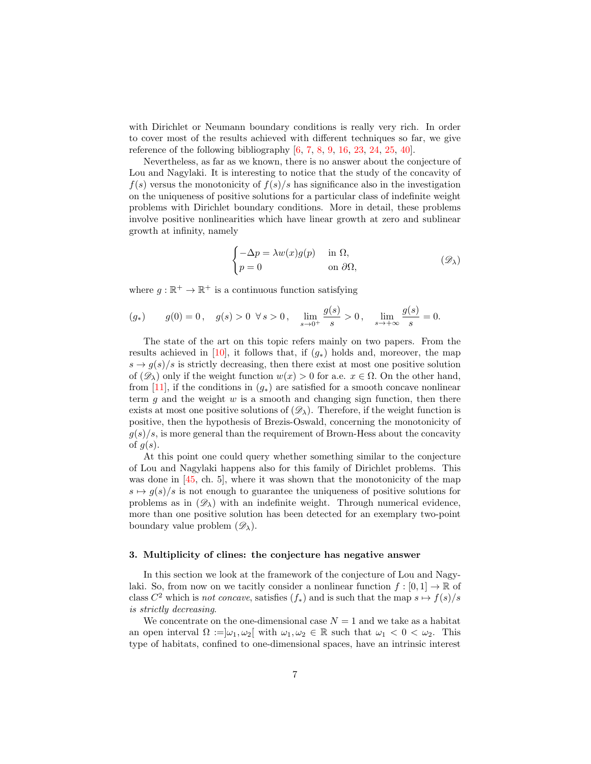with Dirichlet or Neumann boundary conditions is really very rich. In order to cover most of the results achieved with different techniques so far, we give reference of the following bibliography [6, 7, 8, 9, 16, 23, 24, 25, 40].

Nevertheless, as far as we known, there is no answer about the conjecture of Lou and Nagylaki. It is interesting to notice that the study of the concavity of $f(s)$ versus the monotonicity of $f(s)/s$ has significance also in the investigation on the uniqueness of positive solutions for a particular class of indefinite weight problems with Dirichlet boundary conditions. More in detail, these problems involve positive nonlinearities which have linear growth at zero and sublinear growth at infinity, namely

$$\begin{cases} -\Delta p = \lambda w(x) g(p) & \text{in } \Omega, \\ p = 0 & \text{on } \partial\Omega, \end{cases} \tag{$\mathscr{D}_\lambda$}$$

where $g : \mathbb{R}^+ \to \mathbb{R}^+$ is a continuous function satisfying

$$(g_*) \qquad g(0) = 0\,, \quad g(s) > 0 \;\; \forall\, s > 0\,, \quad \lim_{s\to 0^+} \frac{g(s)}{s} > 0\,, \quad \lim_{s\to+\infty} \frac{g(s)}{s} = 0.$$

The state of the art on this topic refers mainly on two papers. From the results achieved in [10], it follows that, if $(g_*)$ holds and, moreover, the map $s \to g(s)/s$ is strictly decreasing, then there exist at most one positive solution of $(\mathscr{D}_\lambda)$ only if the weight function $w(x) > 0$ for a.e. $x \in \Omega$. On the other hand, from [11], if the conditions in $(g_*)$ are satisfied for a smooth concave nonlinear term $g$ and the weight $w$ is a smooth and changing sign function, then there exists at most one positive solutions of $(\mathscr{D}_\lambda)$. Therefore, if the weight function is positive, then the hypothesis of Brezis-Oswald, concerning the monotonicity of $g(s)/s$, is more general than the requirement of Brown-Hess about the concavity of $g(s)$.

At this point one could query whether something similar to the conjecture of Lou and Nagylaki happens also for this family of Dirichlet problems. This was done in [45, ch. 5], where it was shown that the monotonicity of the map $s \mapsto g(s)/s$ is not enough to guarantee the uniqueness of positive solutions for problems as in $(\mathscr{D}_\lambda)$ with an indefinite weight. Through numerical evidence, more than one positive solution has been detected for an exemplary two-point boundary value problem $(\mathscr{D}_\lambda)$.

### 3. Multiplicity of clines: the conjecture has negative answer

In this section we look at the framework of the conjecture of Lou and Nagylaki. So, from now on we tacitly consider a nonlinear function $f : [0, 1] \to \mathbb{R}$ of class $C^2$ which is *not concave*, satisfies $(f_*)$ and is such that the map $s \mapsto f(s)/s$ *is strictly decreasing*.

We concentrate on the one-dimensional case $N = 1$ and we take as a habitat an open interval $\Omega := ]\omega_1, \omega_2[$ with $\omega_1, \omega_2 \in \mathbb{R}$ such that $\omega_1 < 0 < \omega_2$. This type of habitats, confined to one-dimensional spaces, have an intrinsic interest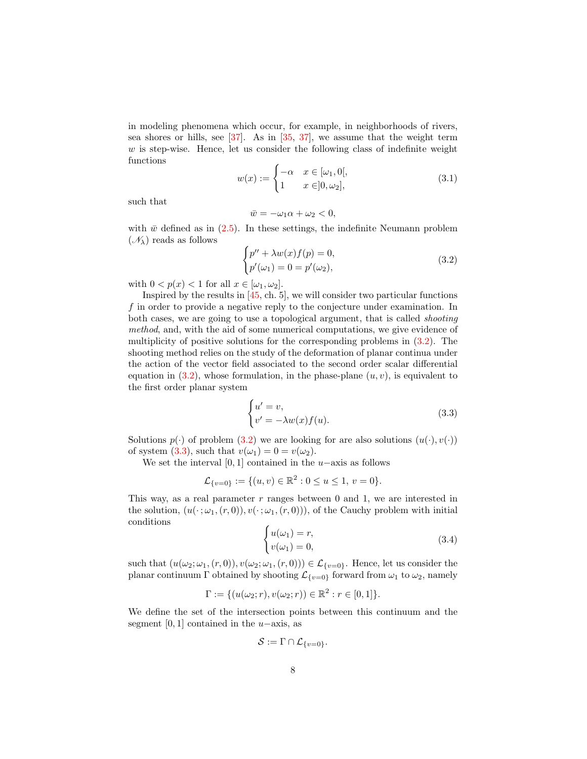in modeling phenomena which occur, for example, in neighborhoods of rivers, sea shores or hills, see [37]. As in [35, 37], we assume that the weight term $w$ is step-wise. Hence, let us consider the following class of indefinite weight functions

$$
w(x) := \begin{cases} -\alpha & x \in [\omega_1, 0[, \\ 1 & x \in ]0, \omega_2], \end{cases} \tag{3.1}
$$

such that

$$
\bar{w} = -\omega_1 \alpha + \omega_2 < 0,
$$

with $\bar{w}$ defined as in (2.5). In these settings, the indefinite Neumann problem $(\mathscr{N}_\lambda)$ reads as follows

$$
\begin{cases} p'' + \lambda w(x) f(p) = 0, \\ p'(\omega_1) = 0 = p'(\omega_2), \end{cases} \tag{3.2}
$$

with $0 < p(x) < 1$ for all $x \in [\omega_1, \omega_2]$.

Inspired by the results in [45, ch. 5], we will consider two particular functions $f$ in order to provide a negative reply to the conjecture under examination. In both cases, we are going to use a topological argument, that is called *shooting method*, and, with the aid of some numerical computations, we give evidence of multiplicity of positive solutions for the corresponding problems in (3.2). The shooting method relies on the study of the deformation of planar continua under the action of the vector field associated to the second order scalar differential equation in (3.2), whose formulation, in the phase-plane $(u, v)$, is equivalent to the first order planar system

$$
\begin{cases} u' = v, \\ v' = -\lambda w(x) f(u). \end{cases} \tag{3.3}
$$

Solutions $p(\cdot)$ of problem (3.2) we are looking for are also solutions $(u(\cdot), v(\cdot))$ of system (3.3), such that $v(\omega_1) = 0 = v(\omega_2)$.

We set the interval $[0, 1]$ contained in the $u-$axis as follows

$$
\mathcal{L}_{\{v=0\}} := \{(u, v) \in \mathbb{R}^2 : 0 \le u \le 1,\ v = 0\}.
$$

This way, as a real parameter $r$ ranges between 0 and 1, we are interested in the solution, $(u(\cdot\,; \omega_1, (r, 0)), v(\cdot\,; \omega_1, (r, 0)))$, of the Cauchy problem with initial conditions

$$
\begin{cases} u(\omega_1) = r, \\ v(\omega_1) = 0, \end{cases} \tag{3.4}
$$

such that $(u(\omega_2; \omega_1, (r, 0)), v(\omega_2; \omega_1, (r, 0))) \in \mathcal{L}_{\{v=0\}}$. Hence, let us consider the planar continuum $\Gamma$ obtained by shooting $\mathcal{L}_{\{v=0\}}$ forward from $\omega_1$ to $\omega_2$, namely

$$
\Gamma := \{(u(\omega_2; r), v(\omega_2; r)) \in \mathbb{R}^2 : r \in [0, 1]\}.
$$

We define the set of the intersection points between this continuum and the segment $[0, 1]$ contained in the $u-$axis, as

$$
\mathcal{S} := \Gamma \cap \mathcal{L}_{\{v=0\}}.
$$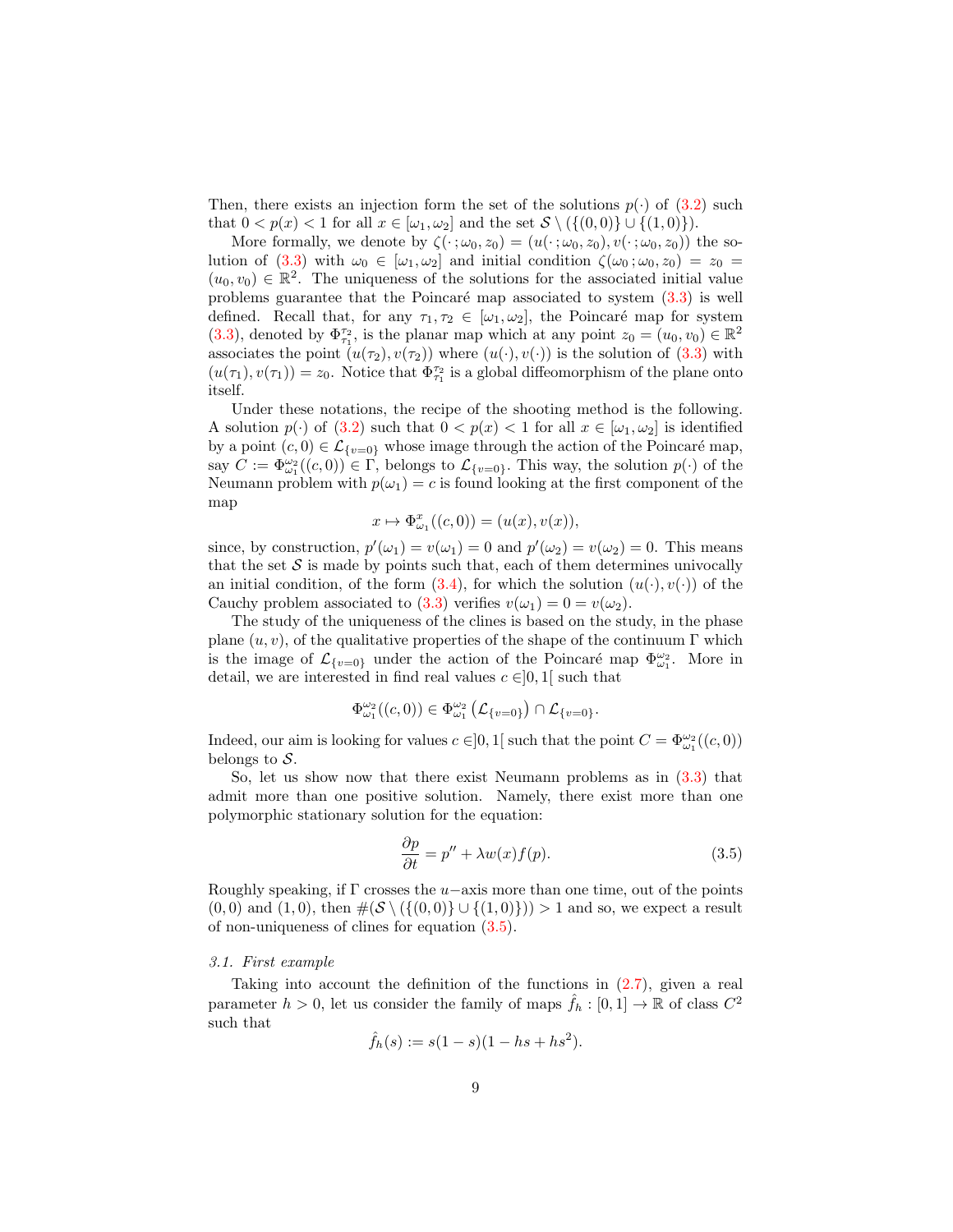Then, there exists an injection form the set of the solutions $p(\cdot)$ of (3.2) such that $0 < p(x) < 1$ for all $x \in [\omega_1, \omega_2]$ and the set $\mathcal{S} \setminus (\{(0,0)\} \cup \{(1,0)\})$.

More formally, we denote by $\zeta(\cdot\,; \omega_0, z_0) = (u(\cdot\,; \omega_0, z_0), v(\cdot\,; \omega_0, z_0))$ the solution of (3.3) with $\omega_0 \in [\omega_1, \omega_2]$ and initial condition $\zeta(\omega_0\,; \omega_0, z_0) = z_0 = (u_0, v_0) \in \mathbb{R}^2$. The uniqueness of the solutions for the associated initial value problems guarantee that the Poincaré map associated to system (3.3) is well defined. Recall that, for any $\tau_1, \tau_2 \in [\omega_1, \omega_2]$, the Poincaré map for system (3.3), denoted by $\Phi_{\tau_1}^{\tau_2}$, is the planar map which at any point $z_0 = (u_0, v_0) \in \mathbb{R}^2$ associates the point $(u(\tau_2), v(\tau_2))$ where $(u(\cdot), v(\cdot))$ is the solution of (3.3) with $(u(\tau_1), v(\tau_1)) = z_0$. Notice that $\Phi_{\tau_1}^{\tau_2}$ is a global diffeomorphism of the plane onto itself.

Under these notations, the recipe of the shooting method is the following. A solution $p(\cdot)$ of (3.2) such that $0 < p(x) < 1$ for all $x \in [\omega_1, \omega_2]$ is identified by a point $(c, 0) \in \mathcal{L}_{\{v=0\}}$ whose image through the action of the Poincaré map, say $C := \Phi_{\omega_1}^{\omega_2}((c, 0)) \in \Gamma$, belongs to $\mathcal{L}_{\{v=0\}}$. This way, the solution $p(\cdot)$ of the Neumann problem with $p(\omega_1) = c$ is found looking at the first component of the map

$$x \mapsto \Phi_{\omega_1}^{x}((c, 0)) = (u(x), v(x)),$$

since, by construction, $p'(\omega_1) = v(\omega_1) = 0$ and $p'(\omega_2) = v(\omega_2) = 0$. This means that the set $\mathcal{S}$ is made by points such that, each of them determines univocally an initial condition, of the form (3.4), for which the solution $(u(\cdot), v(\cdot))$ of the Cauchy problem associated to (3.3) verifies $v(\omega_1) = 0 = v(\omega_2)$.

The study of the uniqueness of the clines is based on the study, in the phase plane $(u, v)$, of the qualitative properties of the shape of the continuum $\Gamma$ which is the image of $\mathcal{L}_{\{v=0\}}$ under the action of the Poincaré map $\Phi_{\omega_1}^{\omega_2}$. More in detail, we are interested in find real values $c \in ]0, 1[$ such that

$$\Phi_{\omega_1}^{\omega_2}((c, 0)) \in \Phi_{\omega_1}^{\omega_2}\left(\mathcal{L}_{\{v=0\}}\right) \cap \mathcal{L}_{\{v=0\}}.$$

Indeed, our aim is looking for values $c \in ]0, 1[$ such that the point $C = \Phi_{\omega_1}^{\omega_2}((c, 0))$ belongs to $\mathcal{S}$.

So, let us show now that there exist Neumann problems as in (3.3) that admit more than one positive solution. Namely, there exist more than one polymorphic stationary solution for the equation:

$$\frac{\partial p}{\partial t} = p'' + \lambda w(x) f(p). \tag{3.5}$$

Roughly speaking, if $\Gamma$ crosses the $u-$axis more than one time, out of the points $(0, 0)$ and $(1, 0)$, then $\#(\mathcal{S} \setminus (\{(0, 0)\} \cup \{(1, 0)\})) > 1$ and so, we expect a result of non-uniqueness of clines for equation (3.5).

### *3.1. First example*

Taking into account the definition of the functions in (2.7), given a real parameter $h > 0$, let us consider the family of maps $\hat{f}_h : [0, 1] \to \mathbb{R}$ of class $C^2$ such that

$$\hat{f}_h(s) := s(1 - s)(1 - hs + hs^2).$$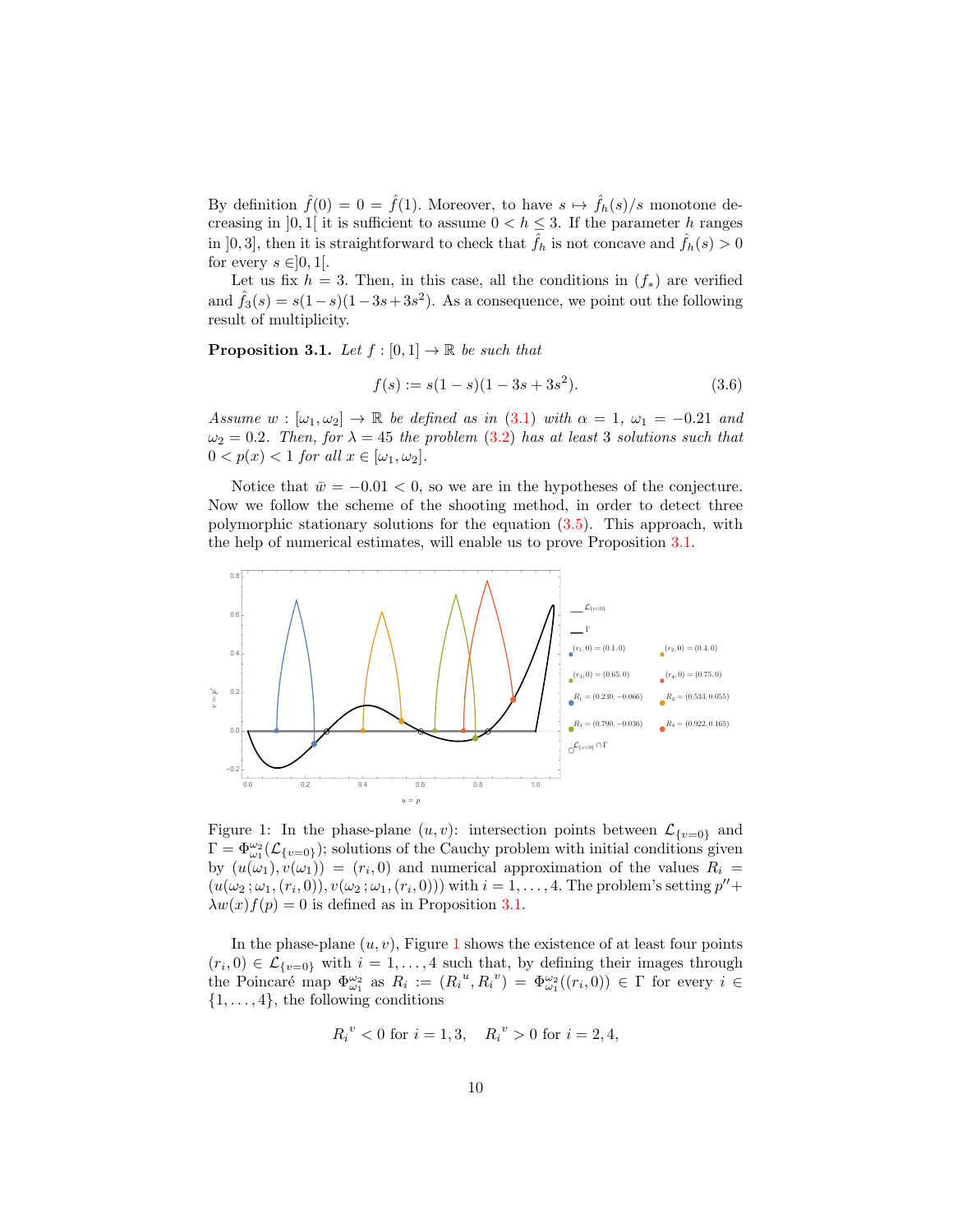By definition $\hat{f}(0) = 0 = \hat{f}(1)$. Moreover, to have $s \mapsto \hat{f}_h(s)/s$ monotone decreasing in $]0,1[$ it is sufficient to assume $0 < h \leq 3$. If the parameter $h$ ranges in $]0,3]$, then it is straightforward to check that $\hat{f}_h$ is not concave and $\hat{f}_h(s) > 0$ for every $s \in ]0,1[$.

Let us fix $h = 3$. Then, in this case, all the conditions in $(f_*)$ are verified and $\hat{f}_3(s) = s(1-s)(1-3s+3s^2)$. As a consequence, we point out the following result of multiplicity.

**Proposition 3.1.** *Let $f : [0,1] \to \mathbb{R}$ be such that*

$$f(s) := s(1-s)(1-3s+3s^2). \tag{3.6}$$

*Assume $w : [\omega_1, \omega_2] \to \mathbb{R}$ be defined as in (3.1) with $\alpha = 1$, $\omega_1 = -0.21$ and $\omega_2 = 0.2$. Then, for $\lambda = 45$ the problem (3.2) has at least 3 solutions such that $0 < p(x) < 1$ for all $x \in [\omega_1, \omega_2]$.*

Notice that $\bar{w} = -0.01 < 0$, so we are in the hypotheses of the conjecture. Now we follow the scheme of the shooting method, in order to detect three polymorphic stationary solutions for the equation (3.5). This approach, with the help of numerical estimates, will enable us to prove Proposition 3.1.

Figure 1: In the phase-plane $(u,v)$: intersection points between $\mathcal{L}_{\{v=0\}}$ and $\Gamma = \Phi_{\omega_1}^{\omega_2}(\mathcal{L}_{\{v=0\}})$; solutions of the Cauchy problem with initial conditions given by $(u(\omega_1), v(\omega_1)) = (r_i, 0)$ and numerical approximation of the values $R_i = (u(\omega_2\,; \omega_1, (r_i, 0)), v(\omega_2\,; \omega_1, (r_i, 0)))$ with $i = 1, \ldots, 4$. The problem's setting $p'' + \lambda w(x) f(p) = 0$ is defined as in Proposition 3.1.

In the phase-plane $(u,v)$, Figure 1 shows the existence of at least four points $(r_i, 0) \in \mathcal{L}_{\{v=0\}}$ with $i = 1, \ldots, 4$ such that, by defining their images through the Poincaré map $\Phi_{\omega_1}^{\omega_2}$ as $R_i := ({R_i}^u, {R_i}^v) = \Phi_{\omega_1}^{\omega_2}((r_i, 0)) \in \Gamma$ for every $i \in \{1, \ldots, 4\}$, the following conditions

$${R_i}^v < 0 \text{ for } i = 1,3, \quad {R_i}^v > 0 \text{ for } i = 2,4,$$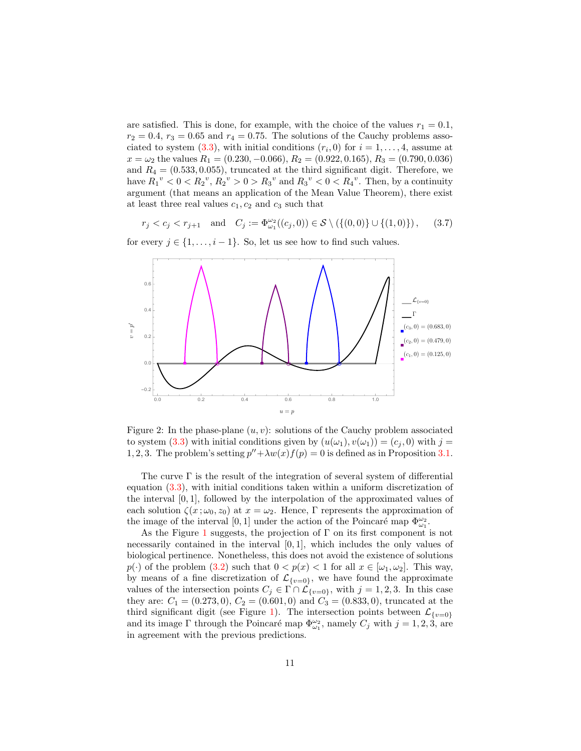are satisfied. This is done, for example, with the choice of the values $r_1 = 0.1$, $r_2 = 0.4$, $r_3 = 0.65$ and $r_4 = 0.75$. The solutions of the Cauchy problems associated to system (3.3), with initial conditions $(r_i, 0)$ for $i = 1, \ldots, 4$, assume at $x = \omega_2$ the values $R_1 = (0.230, -0.066)$, $R_2 = (0.922, 0.165)$, $R_3 = (0.790, 0.036)$ and $R_4 = (0.533, 0.055)$, truncated at the third significant digit. Therefore, we have ${R_1}^v < 0 < {R_2}^v$, ${R_2}^v > 0 > {R_3}^v$ and ${R_3}^v < 0 < {R_4}^v$. Then, by a continuity argument (that means an application of the Mean Value Theorem), there exist at least three real values $c_1, c_2$ and $c_3$ such that

$$r_j < c_j < r_{j+1} \quad \text{and} \quad C_j := \Phi_{\omega_1}^{\omega_2}((c_j, 0)) \in \mathcal{S} \setminus (\{(0,0)\} \cup \{(1,0)\}), \tag{3.7}$$

for every $j \in \{1, \ldots, i-1\}$. So, let us see how to find such values.

Figure 2: In the phase-plane $(u, v)$: solutions of the Cauchy problem associated to system (3.3) with initial conditions given by $(u(\omega_1), v(\omega_1)) = (c_j, 0)$ with $j = 1, 2, 3$. The problem's setting $p'' + \lambda w(x) f(p) = 0$ is defined as in Proposition 3.1.

The curve $\Gamma$ is the result of the integration of several system of differential equation (3.3), with initial conditions taken within a uniform discretization of the interval $[0, 1]$, followed by the interpolation of the approximated values of each solution $\zeta(x\,; \omega_0, z_0)$ at $x = \omega_2$. Hence, $\Gamma$ represents the approximation of the image of the interval $[0, 1]$ under the action of the Poincaré map $\Phi_{\omega_1}^{\omega_2}$.

As the Figure 1 suggests, the projection of $\Gamma$ on its first component is not necessarily contained in the interval $[0, 1]$, which includes the only values of biological pertinence. Nonetheless, this does not avoid the existence of solutions $p(\cdot)$ of the problem (3.2) such that $0 < p(x) < 1$ for all $x \in [\omega_1, \omega_2]$. This way, by means of a fine discretization of $\mathcal{L}_{\{v=0\}}$, we have found the approximate values of the intersection points $C_j \in \Gamma \cap \mathcal{L}_{\{v=0\}}$, with $j = 1, 2, 3$. In this case they are: $C_1 = (0.273, 0)$, $C_2 = (0.601, 0)$ and $C_3 = (0.833, 0)$, truncated at the third significant digit (see Figure 1). The intersection points between $\mathcal{L}_{\{v=0\}}$ and its image $\Gamma$ through the Poincaré map $\Phi_{\omega_1}^{\omega_2}$, namely $C_j$ with $j = 1, 2, 3$, are in agreement with the previous predictions.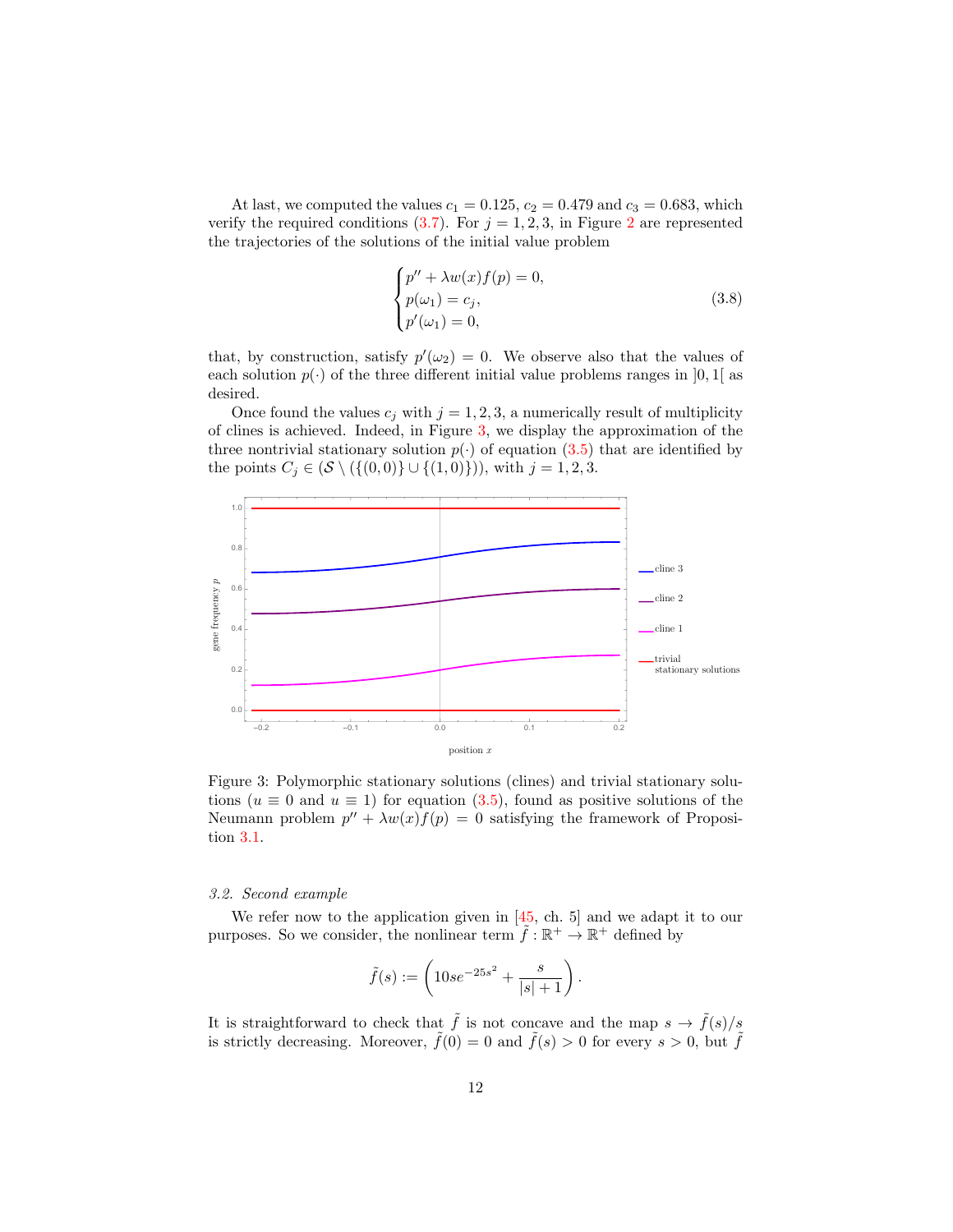At last, we computed the values $c_1 = 0.125$, $c_2 = 0.479$ and $c_3 = 0.683$, which verify the required conditions (3.7). For $j = 1, 2, 3$, in Figure 2 are represented the trajectories of the solutions of the initial value problem

$$
\begin{cases}
p'' + \lambda w(x) f(p) = 0, \\
p(\omega_1) = c_j, \\
p'(\omega_1) = 0,
\end{cases}
\tag{3.8}
$$

that, by construction, satisfy $p'(\omega_2) = 0$. We observe also that the values of each solution $p(\cdot)$ of the three different initial value problems ranges in $]0, 1[$ as desired.

Once found the values $c_j$ with $j = 1, 2, 3$, a numerically result of multiplicity of clines is achieved. Indeed, in Figure 3, we display the approximation of the three nontrivial stationary solution $p(\cdot)$ of equation (3.5) that are identified by the points $C_j \in (\mathcal{S} \setminus (\{(0,0)\} \cup \{(1,0)\}))$, with $j = 1, 2, 3$.

Figure 3: Polymorphic stationary solutions (clines) and trivial stationary solutions ($u \equiv 0$ and $u \equiv 1$) for equation (3.5), found as positive solutions of the Neumann problem $p'' + \lambda w(x) f(p) = 0$ satisfying the framework of Proposition 3.1.

### *3.2. Second example*

We refer now to the application given in [45, ch. 5] and we adapt it to our purposes. So we consider, the nonlinear term $\tilde{f} : \mathbb{R}^+ \to \mathbb{R}^+$ defined by

$$
\tilde{f}(s) := \left( 10 s e^{-25 s^2} + \frac{s}{|s| + 1} \right).
$$

It is straightforward to check that $\tilde{f}$ is not concave and the map $s \to \tilde{f}(s)/s$ is strictly decreasing. Moreover, $\tilde{f}(0) = 0$ and $\tilde{f}(s) > 0$ for every $s > 0$, but $\tilde{f}$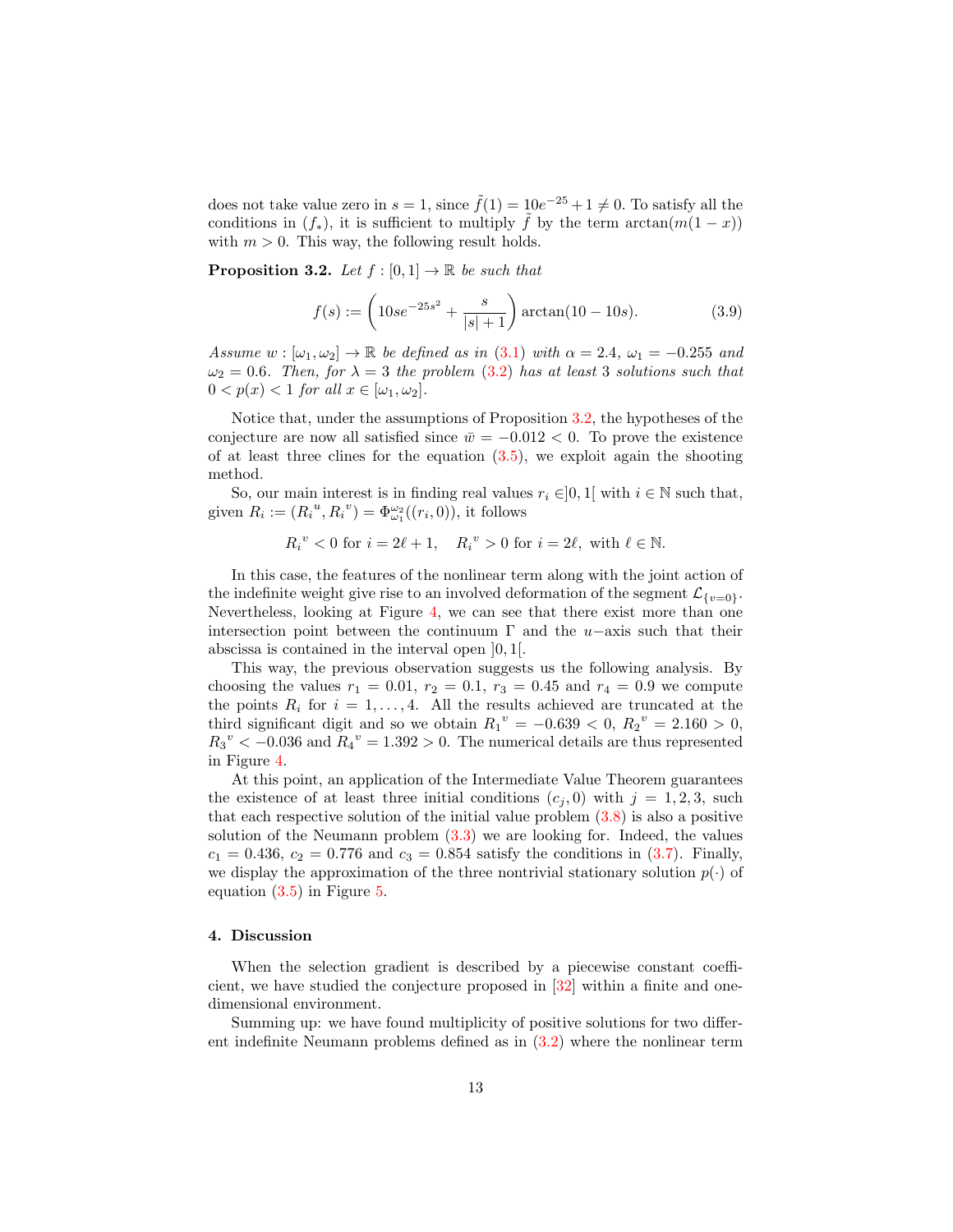does not take value zero in $s = 1$, since $\tilde{f}(1) = 10e^{-25} + 1 \neq 0$. To satisfy all the conditions in $(f_*)$, it is sufficient to multiply $\tilde{f}$ by the term $\arctan(m(1-x))$ with $m > 0$. This way, the following result holds.

**Proposition 3.2.** *Let $f : [0,1] \to \mathbb{R}$ be such that*

$$f(s) := \left(10se^{-25s^2} + \frac{s}{|s|+1}\right)\arctan(10 - 10s). \tag{3.9}$$

*Assume $w : [\omega_1, \omega_2] \to \mathbb{R}$ be defined as in (3.1) with $\alpha = 2.4$, $\omega_1 = -0.255$ and $\omega_2 = 0.6$. Then, for $\lambda = 3$ the problem (3.2) has at least 3 solutions such that $0 < p(x) < 1$ for all $x \in [\omega_1, \omega_2]$.*

Notice that, under the assumptions of Proposition 3.2, the hypotheses of the conjecture are now all satisfied since $\bar{w} = -0.012 < 0$. To prove the existence of at least three clines for the equation (3.5), we exploit again the shooting method.

So, our main interest is in finding real values $r_i \in ]0,1[$ with $i \in \mathbb{N}$ such that, given $R_i := ({R_i}^u, {R_i}^v) = \Phi_{\omega_1}^{\omega_2}((r_i, 0))$, it follows

$${R_i}^v < 0 \text{ for } i = 2\ell + 1, \quad {R_i}^v > 0 \text{ for } i = 2\ell, \text{ with } \ell \in \mathbb{N}.$$

In this case, the features of the nonlinear term along with the joint action of the indefinite weight give rise to an involved deformation of the segment $\mathcal{L}_{\{v=0\}}$. Nevertheless, looking at Figure 4, we can see that there exist more than one intersection point between the continuum $\Gamma$ and the $u-$axis such that their abscissa is contained in the interval open $]0,1[$.

This way, the previous observation suggests us the following analysis. By choosing the values $r_1 = 0.01$, $r_2 = 0.1$, $r_3 = 0.45$ and $r_4 = 0.9$ we compute the points $R_i$ for $i = 1, \ldots, 4$. All the results achieved are truncated at the third significant digit and so we obtain ${R_1}^v = -0.639 < 0$, ${R_2}^v = 2.160 > 0$, ${R_3}^v < -0.036$ and ${R_4}^v = 1.392 > 0$. The numerical details are thus represented in Figure 4.

At this point, an application of the Intermediate Value Theorem guarantees the existence of at least three initial conditions $(c_j, 0)$ with $j = 1, 2, 3$, such that each respective solution of the initial value problem (3.8) is also a positive solution of the Neumann problem (3.3) we are looking for. Indeed, the values $c_1 = 0.436$, $c_2 = 0.776$ and $c_3 = 0.854$ satisfy the conditions in (3.7). Finally, we display the approximation of the three nontrivial stationary solution $p(\cdot)$ of equation (3.5) in Figure 5.

## 4. Discussion

When the selection gradient is described by a piecewise constant coefficient, we have studied the conjecture proposed in [32] within a finite and one-dimensional environment.

Summing up: we have found multiplicity of positive solutions for two different indefinite Neumann problems defined as in (3.2) where the nonlinear term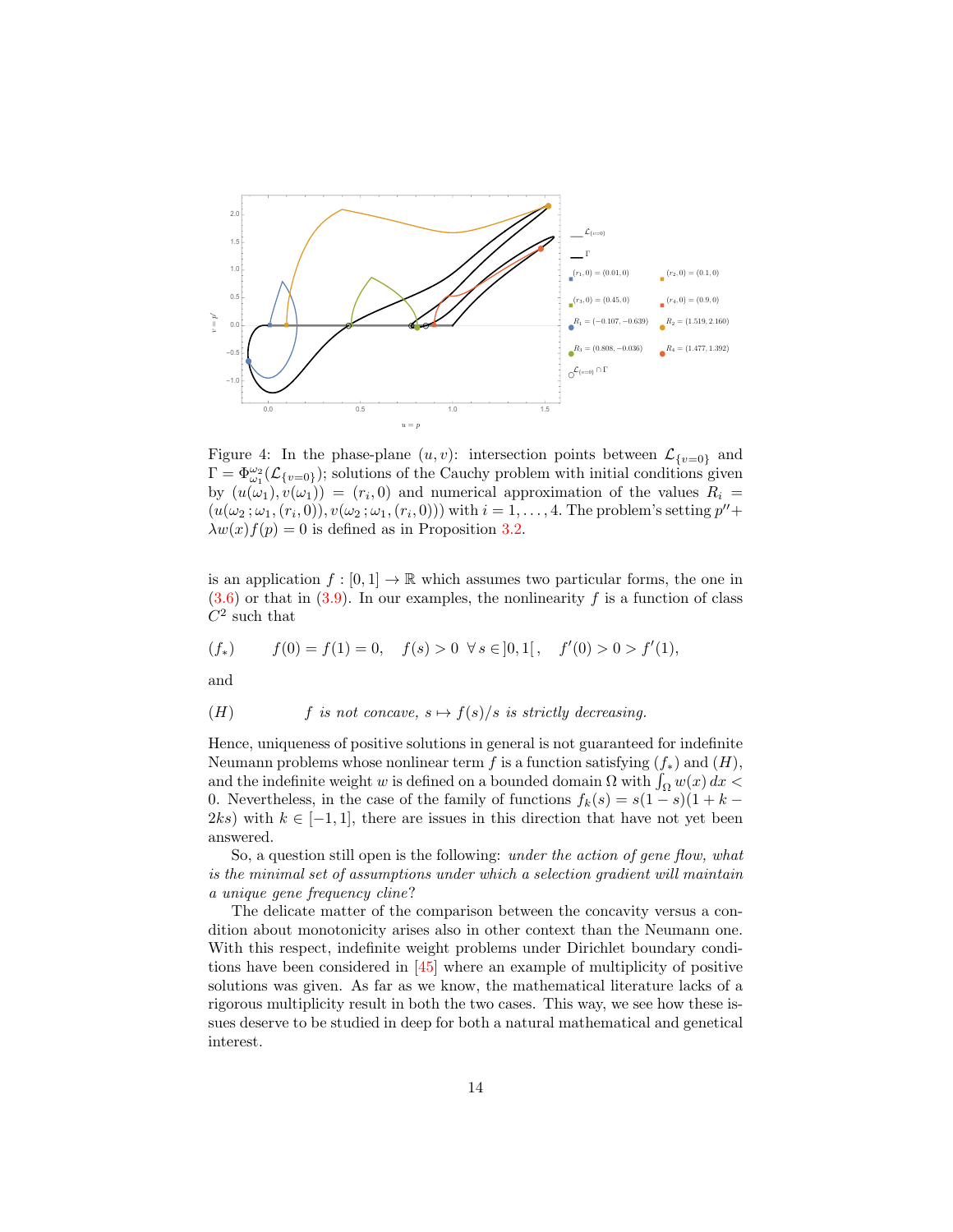Figure 4: In the phase-plane $(u,v)$: intersection points between $\mathcal{L}_{\{v=0\}}$ and $\Gamma = \Phi_{\omega_1}^{\omega_2}(\mathcal{L}_{\{v=0\}})$; solutions of the Cauchy problem with initial conditions given by $(u(\omega_1), v(\omega_1)) = (r_i, 0)$ and numerical approximation of the values $R_i = (u(\omega_2\,; \omega_1, (r_i, 0)), v(\omega_2\,; \omega_1, (r_i, 0)))$ with $i = 1, \dots, 4$. The problem's setting $p'' + \lambda w(x) f(p) = 0$ is defined as in Proposition 3.2.

is an application $f : [0,1] \to \mathbb{R}$ which assumes two particular forms, the one in (3.6) or that in (3.9). In our examples, the nonlinearity $f$ is a function of class $C^2$ such that

$$(f_*) \qquad f(0) = f(1) = 0, \quad f(s) > 0 \;\; \forall\, s \in ]0,1[\,, \quad f'(0) > 0 > f'(1),$$

and

$$(H) \qquad f \text{ is not concave, } s \mapsto f(s)/s \text{ is strictly decreasing.}$$

Hence, uniqueness of positive solutions in general is not guaranteed for indefinite Neumann problems whose nonlinear term $f$ is a function satisfying $(f_*)$ and $(H)$, and the indefinite weight $w$ is defined on a bounded domain $\Omega$ with $\int_\Omega w(x)\, dx < 0$. Nevertheless, in the case of the family of functions $f_k(s) = s(1-s)(1+k-2ks)$ with $k \in [-1,1]$, there are issues in this direction that have not yet been answered.

So, a question still open is the following: *under the action of gene flow, what is the minimal set of assumptions under which a selection gradient will maintain a unique gene frequency cline?*

The delicate matter of the comparison between the concavity versus a condition about monotonicity arises also in other context than the Neumann one. With this respect, indefinite weight problems under Dirichlet boundary conditions have been considered in [45] where an example of multiplicity of positive solutions was given. As far as we know, the mathematical literature lacks of a rigorous multiplicity result in both the two cases. This way, we see how these issues deserve to be studied in deep for both a natural mathematical and genetical interest.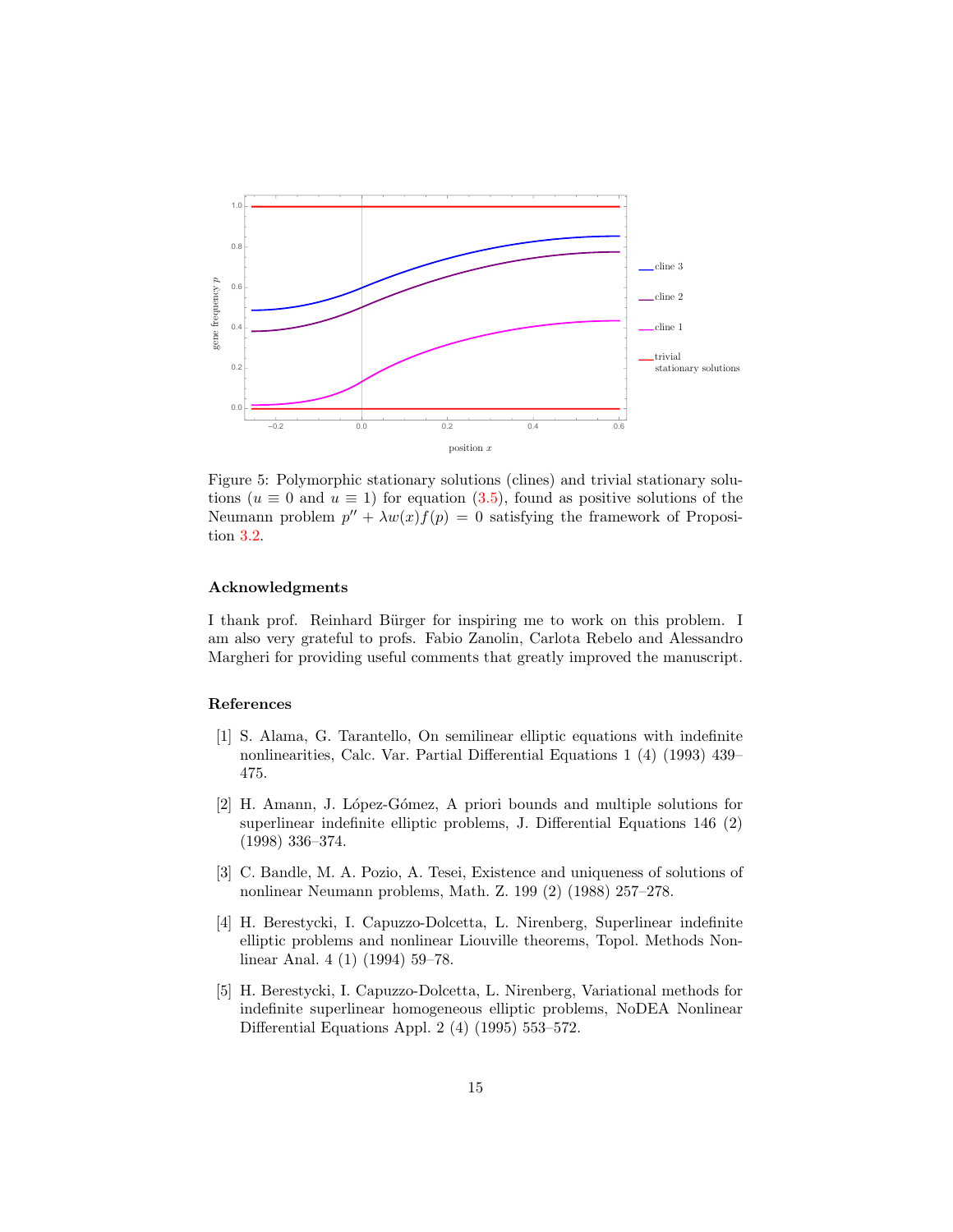Figure 5: Polymorphic stationary solutions (clines) and trivial stationary solutions ($u \equiv 0$ and $u \equiv 1$) for equation (3.5), found as positive solutions of the Neumann problem $p'' + \lambda w(x) f(p) = 0$ satisfying the framework of Proposition 3.2.

### Acknowledgments

I thank prof. Reinhard Bürger for inspiring me to work on this problem. I am also very grateful to profs. Fabio Zanolin, Carlota Rebelo and Alessandro Margheri for providing useful comments that greatly improved the manuscript.

### References

[1] S. Alama, G. Tarantello, On semilinear elliptic equations with indefinite nonlinearities, Calc. Var. Partial Differential Equations 1 (4) (1993) 439–475.

[2] H. Amann, J. López-Gómez, A priori bounds and multiple solutions for superlinear indefinite elliptic problems, J. Differential Equations 146 (2) (1998) 336–374.

[3] C. Bandle, M. A. Pozio, A. Tesei, Existence and uniqueness of solutions of nonlinear Neumann problems, Math. Z. 199 (2) (1988) 257–278.

[4] H. Berestycki, I. Capuzzo-Dolcetta, L. Nirenberg, Superlinear indefinite elliptic problems and nonlinear Liouville theorems, Topol. Methods Nonlinear Anal. 4 (1) (1994) 59–78.

[5] H. Berestycki, I. Capuzzo-Dolcetta, L. Nirenberg, Variational methods for indefinite superlinear homogeneous elliptic problems, NoDEA Nonlinear Differential Equations Appl. 2 (4) (1995) 553–572.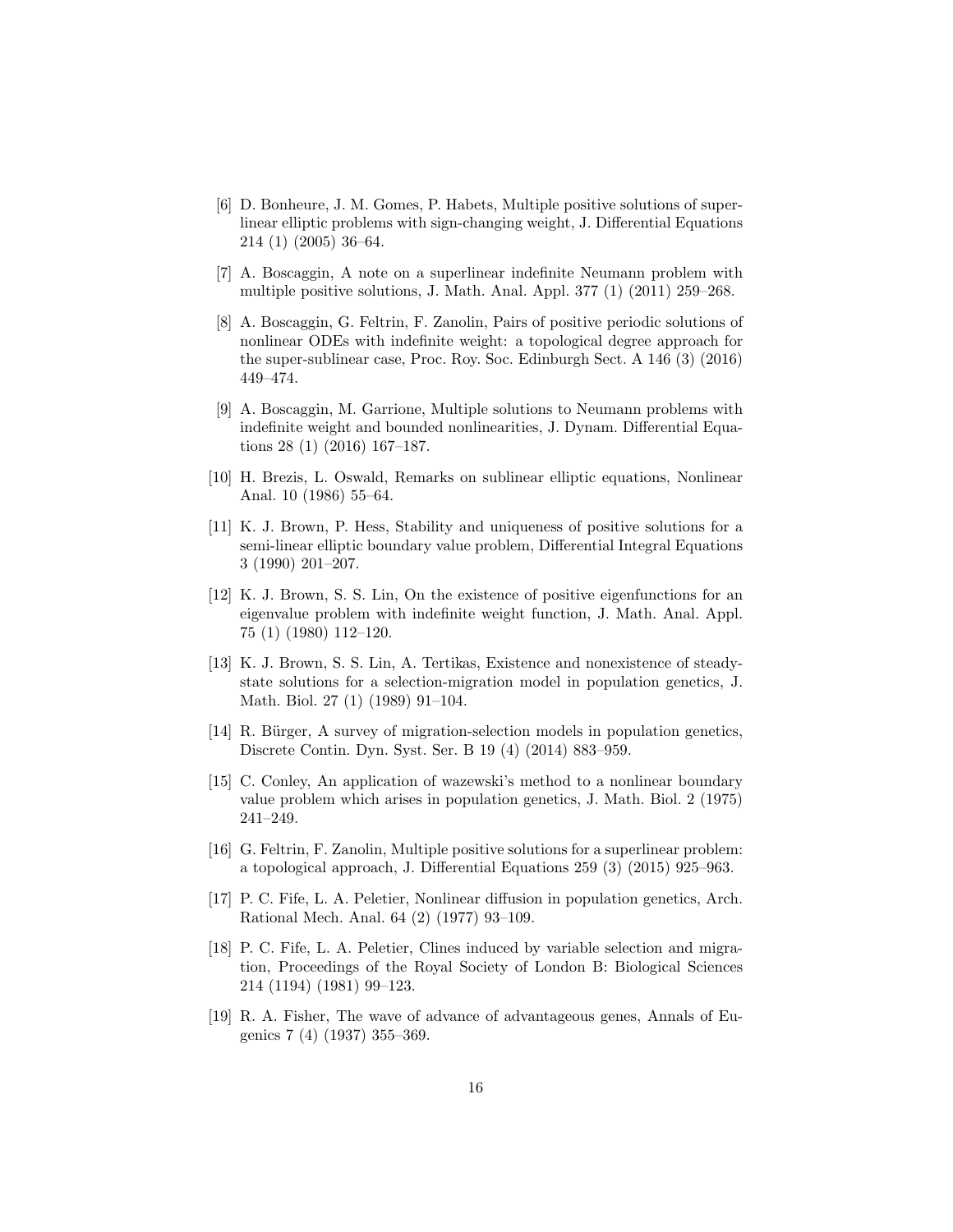[6] D. Bonheure, J. M. Gomes, P. Habets, Multiple positive solutions of superlinear elliptic problems with sign-changing weight, J. Differential Equations 214 (1) (2005) 36–64.

[7] A. Boscaggin, A note on a superlinear indefinite Neumann problem with multiple positive solutions, J. Math. Anal. Appl. 377 (1) (2011) 259–268.

[8] A. Boscaggin, G. Feltrin, F. Zanolin, Pairs of positive periodic solutions of nonlinear ODEs with indefinite weight: a topological degree approach for the super-sublinear case, Proc. Roy. Soc. Edinburgh Sect. A 146 (3) (2016) 449–474.

[9] A. Boscaggin, M. Garrione, Multiple solutions to Neumann problems with indefinite weight and bounded nonlinearities, J. Dynam. Differential Equations 28 (1) (2016) 167–187.

[10] H. Brezis, L. Oswald, Remarks on sublinear elliptic equations, Nonlinear Anal. 10 (1986) 55–64.

[11] K. J. Brown, P. Hess, Stability and uniqueness of positive solutions for a semi-linear elliptic boundary value problem, Differential Integral Equations 3 (1990) 201–207.

[12] K. J. Brown, S. S. Lin, On the existence of positive eigenfunctions for an eigenvalue problem with indefinite weight function, J. Math. Anal. Appl. 75 (1) (1980) 112–120.

[13] K. J. Brown, S. S. Lin, A. Tertikas, Existence and nonexistence of steady-state solutions for a selection-migration model in population genetics, J. Math. Biol. 27 (1) (1989) 91–104.

[14] R. Bürger, A survey of migration-selection models in population genetics, Discrete Contin. Dyn. Syst. Ser. B 19 (4) (2014) 883–959.

[15] C. Conley, An application of wazewski's method to a nonlinear boundary value problem which arises in population genetics, J. Math. Biol. 2 (1975) 241–249.

[16] G. Feltrin, F. Zanolin, Multiple positive solutions for a superlinear problem: a topological approach, J. Differential Equations 259 (3) (2015) 925–963.

[17] P. C. Fife, L. A. Peletier, Nonlinear diffusion in population genetics, Arch. Rational Mech. Anal. 64 (2) (1977) 93–109.

[18] P. C. Fife, L. A. Peletier, Clines induced by variable selection and migration, Proceedings of the Royal Society of London B: Biological Sciences 214 (1194) (1981) 99–123.

[19] R. A. Fisher, The wave of advance of advantageous genes, Annals of Eugenics 7 (4) (1937) 355–369.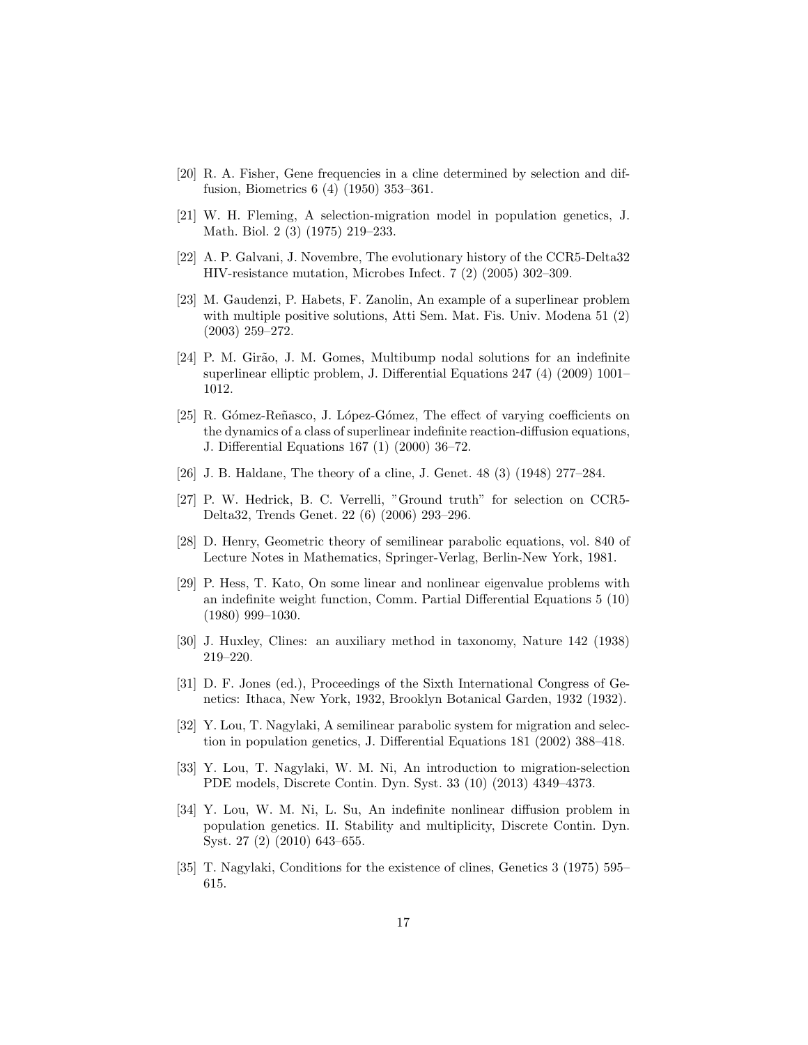[20] R. A. Fisher, Gene frequencies in a cline determined by selection and diffusion, Biometrics 6 (4) (1950) 353–361.

[21] W. H. Fleming, A selection-migration model in population genetics, J. Math. Biol. 2 (3) (1975) 219–233.

[22] A. P. Galvani, J. Novembre, The evolutionary history of the CCR5-Delta32 HIV-resistance mutation, Microbes Infect. 7 (2) (2005) 302–309.

[23] M. Gaudenzi, P. Habets, F. Zanolin, An example of a superlinear problem with multiple positive solutions, Atti Sem. Mat. Fis. Univ. Modena 51 (2) (2003) 259–272.

[24] P. M. Girão, J. M. Gomes, Multibump nodal solutions for an indefinite superlinear elliptic problem, J. Differential Equations 247 (4) (2009) 1001–1012.

[25] R. Gómez-Reñasco, J. López-Gómez, The effect of varying coefficients on the dynamics of a class of superlinear indefinite reaction-diffusion equations, J. Differential Equations 167 (1) (2000) 36–72.

[26] J. B. Haldane, The theory of a cline, J. Genet. 48 (3) (1948) 277–284.

[27] P. W. Hedrick, B. C. Verrelli, "Ground truth" for selection on CCR5-Delta32, Trends Genet. 22 (6) (2006) 293–296.

[28] D. Henry, Geometric theory of semilinear parabolic equations, vol. 840 of Lecture Notes in Mathematics, Springer-Verlag, Berlin-New York, 1981.

[29] P. Hess, T. Kato, On some linear and nonlinear eigenvalue problems with an indefinite weight function, Comm. Partial Differential Equations 5 (10) (1980) 999–1030.

[30] J. Huxley, Clines: an auxiliary method in taxonomy, Nature 142 (1938) 219–220.

[31] D. F. Jones (ed.), Proceedings of the Sixth International Congress of Genetics: Ithaca, New York, 1932, Brooklyn Botanical Garden, 1932 (1932).

[32] Y. Lou, T. Nagylaki, A semilinear parabolic system for migration and selection in population genetics, J. Differential Equations 181 (2002) 388–418.

[33] Y. Lou, T. Nagylaki, W. M. Ni, An introduction to migration-selection PDE models, Discrete Contin. Dyn. Syst. 33 (10) (2013) 4349–4373.

[34] Y. Lou, W. M. Ni, L. Su, An indefinite nonlinear diffusion problem in population genetics. II. Stability and multiplicity, Discrete Contin. Dyn. Syst. 27 (2) (2010) 643–655.

[35] T. Nagylaki, Conditions for the existence of clines, Genetics 3 (1975) 595–615.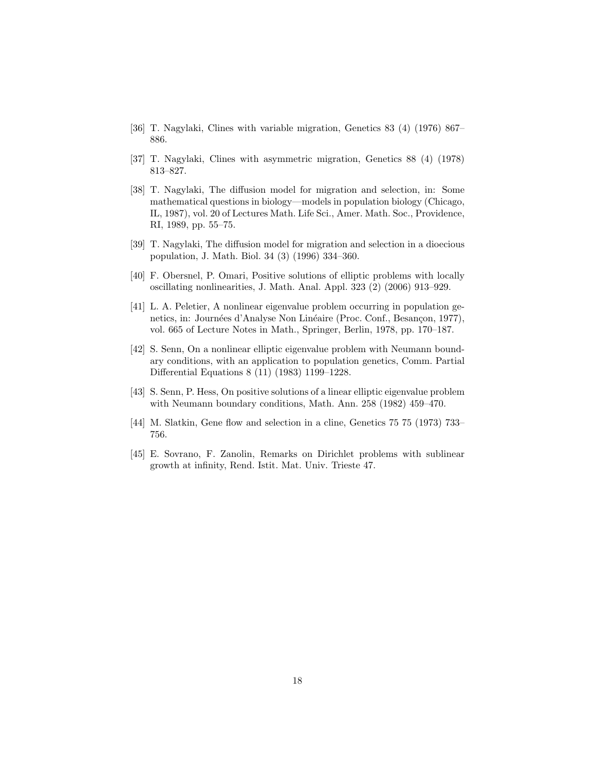[36] T. Nagylaki, Clines with variable migration, Genetics 83 (4) (1976) 867–886.

[37] T. Nagylaki, Clines with asymmetric migration, Genetics 88 (4) (1978) 813–827.

[38] T. Nagylaki, The diffusion model for migration and selection, in: Some mathematical questions in biology—models in population biology (Chicago, IL, 1987), vol. 20 of Lectures Math. Life Sci., Amer. Math. Soc., Providence, RI, 1989, pp. 55–75.

[39] T. Nagylaki, The diffusion model for migration and selection in a dioecious population, J. Math. Biol. 34 (3) (1996) 334–360.

[40] F. Obersnel, P. Omari, Positive solutions of elliptic problems with locally oscillating nonlinearities, J. Math. Anal. Appl. 323 (2) (2006) 913–929.

[41] L. A. Peletier, A nonlinear eigenvalue problem occurring in population genetics, in: Journées d'Analyse Non Linéaire (Proc. Conf., Besançon, 1977), vol. 665 of Lecture Notes in Math., Springer, Berlin, 1978, pp. 170–187.

[42] S. Senn, On a nonlinear elliptic eigenvalue problem with Neumann boundary conditions, with an application to population genetics, Comm. Partial Differential Equations 8 (11) (1983) 1199–1228.

[43] S. Senn, P. Hess, On positive solutions of a linear elliptic eigenvalue problem with Neumann boundary conditions, Math. Ann. 258 (1982) 459–470.

[44] M. Slatkin, Gene flow and selection in a cline, Genetics 75 75 (1973) 733–756.

[45] E. Sovrano, F. Zanolin, Remarks on Dirichlet problems with sublinear growth at infinity, Rend. Istit. Mat. Univ. Trieste 47.